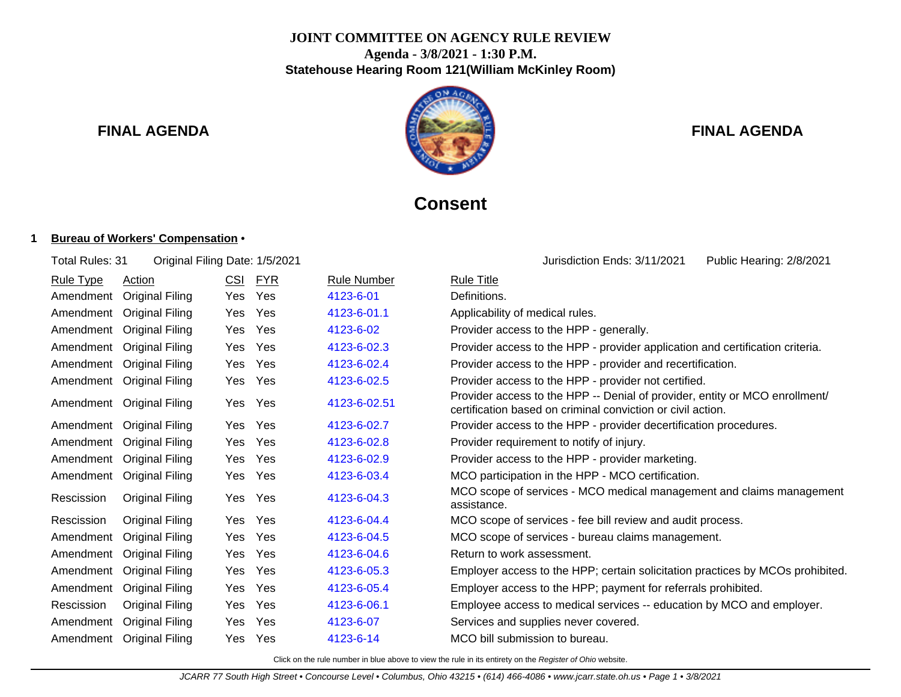# JOINT COMMITTEE ON AGENCY RULE REVIEW

**Agenda - 3/8/2021 - 1:30 P.M.**

**Statehouse Hearing Room 121(William McKinley Room)**

**FINAL AGENDA** **FINAL AGENDA**

## Consent

### 1 Bureau of Workers' Compensation •

Total Rules: 31 Original Filing Date: 1/5/2021 Jurisdiction Ends: 3/11/2021 Public Hearing: 2/8/2021

| Rule Type | Action | CSI | FYR | Rule Number | Rule Title |
|---|---|---|---|---|---|
| Amendment | Original Filing | Yes | Yes | 4123-6-01 | Definitions. |
| Amendment | Original Filing | Yes | Yes | 4123-6-01.1 | Applicability of medical rules. |
| Amendment | Original Filing | Yes | Yes | 4123-6-02 | Provider access to the HPP - generally. |
| Amendment | Original Filing | Yes | Yes | 4123-6-02.3 | Provider access to the HPP - provider application and certification criteria. |
| Amendment | Original Filing | Yes | Yes | 4123-6-02.4 | Provider access to the HPP - provider and recertification. |
| Amendment | Original Filing | Yes | Yes | 4123-6-02.5 | Provider access to the HPP - provider not certified. |
| Amendment | Original Filing | Yes | Yes | 4123-6-02.51 | Provider access to the HPP -- Denial of provider, entity or MCO enrollment/ certification based on criminal conviction or civil action. |
| Amendment | Original Filing | Yes | Yes | 4123-6-02.7 | Provider access to the HPP - provider decertification procedures. |
| Amendment | Original Filing | Yes | Yes | 4123-6-02.8 | Provider requirement to notify of injury. |
| Amendment | Original Filing | Yes | Yes | 4123-6-02.9 | Provider access to the HPP - provider marketing. |
| Amendment | Original Filing | Yes | Yes | 4123-6-03.4 | MCO participation in the HPP - MCO certification. |
| Rescission | Original Filing | Yes | Yes | 4123-6-04.3 | MCO scope of services - MCO medical management and claims management assistance. |
| Rescission | Original Filing | Yes | Yes | 4123-6-04.4 | MCO scope of services - fee bill review and audit process. |
| Amendment | Original Filing | Yes | Yes | 4123-6-04.5 | MCO scope of services - bureau claims management. |
| Amendment | Original Filing | Yes | Yes | 4123-6-04.6 | Return to work assessment. |
| Amendment | Original Filing | Yes | Yes | 4123-6-05.3 | Employer access to the HPP; certain solicitation practices by MCOs prohibited. |
| Amendment | Original Filing | Yes | Yes | 4123-6-05.4 | Employer access to the HPP; payment for referrals prohibited. |
| Rescission | Original Filing | Yes | Yes | 4123-6-06.1 | Employee access to medical services -- education by MCO and employer. |
| Amendment | Original Filing | Yes | Yes | 4123-6-07 | Services and supplies never covered. |
| Amendment | Original Filing | Yes | Yes | 4123-6-14 | MCO bill submission to bureau. |

Click on the rule number in blue above to view the rule in its entirety on the *Register of Ohio* website.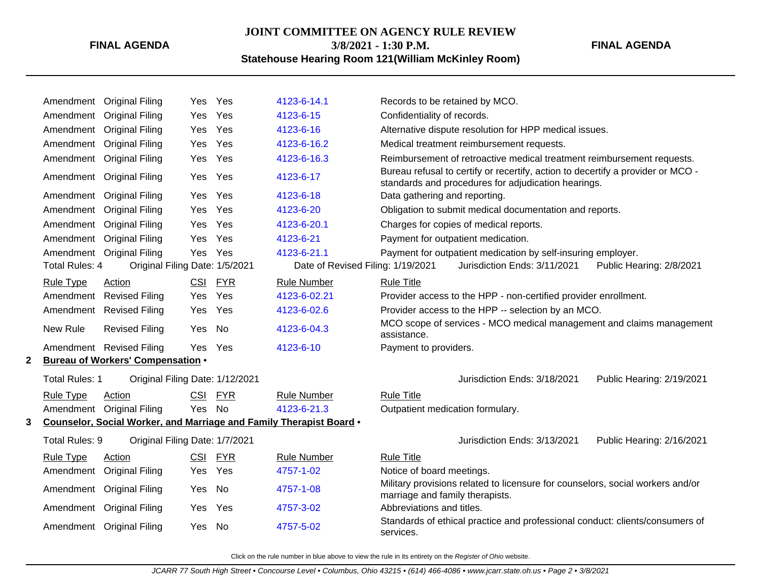| Rule Type | Action | CSI | FYR | Rule Number | Rule Title |
|---|---|---|---|---|---|
| Amendment | Original Filing | Yes | Yes | 4123-6-14.1 | Records to be retained by MCO. |
| Amendment | Original Filing | Yes | Yes | 4123-6-15 | Confidentiality of records. |
| Amendment | Original Filing | Yes | Yes | 4123-6-16 | Alternative dispute resolution for HPP medical issues. |
| Amendment | Original Filing | Yes | Yes | 4123-6-16.2 | Medical treatment reimbursement requests. |
| Amendment | Original Filing | Yes | Yes | 4123-6-16.3 | Reimbursement of retroactive medical treatment reimbursement requests. |
| Amendment | Original Filing | Yes | Yes | 4123-6-17 | Bureau refusal to certify or recertify, action to decertify a provider or MCO - standards and procedures for adjudication hearings. |
| Amendment | Original Filing | Yes | Yes | 4123-6-18 | Data gathering and reporting. |
| Amendment | Original Filing | Yes | Yes | 4123-6-20 | Obligation to submit medical documentation and reports. |
| Amendment | Original Filing | Yes | Yes | 4123-6-20.1 | Charges for copies of medical reports. |
| Amendment | Original Filing | Yes | Yes | 4123-6-21 | Payment for outpatient medication. |
| Amendment | Original Filing | Yes | Yes | 4123-6-21.1 | Payment for outpatient medication by self-insuring employer. |

Total Rules: 4 Original Filing Date: 1/5/2021 Date of Revised Filing: 1/19/2021 Jurisdiction Ends: 3/11/2021 Public Hearing: 2/8/2021

| Rule Type | Action | CSI | FYR | Rule Number | Rule Title |
|---|---|---|---|---|---|
| Amendment | Revised Filing | Yes | Yes | 4123-6-02.21 | Provider access to the HPP - non-certified provider enrollment. |
| Amendment | Revised Filing | Yes | Yes | 4123-6-02.6 | Provider access to the HPP -- selection by an MCO. |
| New Rule | Revised Filing | Yes | No | 4123-6-04.3 | MCO scope of services - MCO medical management and claims management assistance. |
| Amendment | Revised Filing | Yes | Yes | 4123-6-10 | Payment to providers. |

## 2 Bureau of Workers' Compensation •

Total Rules: 1 Original Filing Date: 1/12/2021 Jurisdiction Ends: 3/18/2021 Public Hearing: 2/19/2021

| Rule Type | Action | CSI | FYR | Rule Number | Rule Title |
|---|---|---|---|---|---|
| Amendment | Original Filing | Yes | No | 4123-6-21.3 | Outpatient medication formulary. |

## 3 Counselor, Social Worker, and Marriage and Family Therapist Board •

Total Rules: 9 Original Filing Date: 1/7/2021 Jurisdiction Ends: 3/13/2021 Public Hearing: 2/16/2021

| Rule Type | Action | CSI | FYR | Rule Number | Rule Title |
|---|---|---|---|---|---|
| Amendment | Original Filing | Yes | Yes | 4757-1-02 | Notice of board meetings. |
| Amendment | Original Filing | Yes | No | 4757-1-08 | Military provisions related to licensure for counselors, social workers and/or marriage and family therapists. |
| Amendment | Original Filing | Yes | Yes | 4757-3-02 | Abbreviations and titles. |
| Amendment | Original Filing | Yes | No | 4757-5-02 | Standards of ethical practice and professional conduct: clients/consumers of services. |

Click on the rule number in blue above to view the rule in its entirety on the *Register of Ohio* website.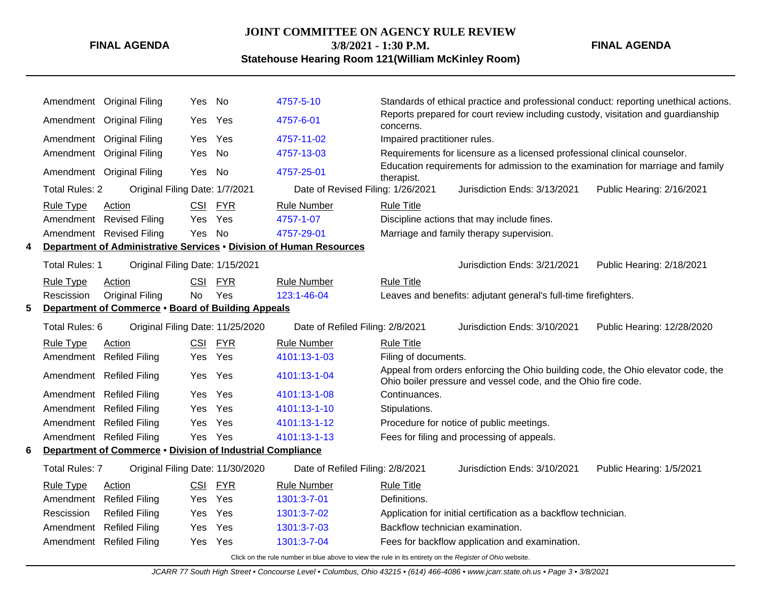| Rule Type | Action | CSI | FYR | Rule Number | Rule Title |
|---|---|---|---|---|---|
| Amendment | Original Filing | Yes | No | 4757-5-10 | Standards of ethical practice and professional conduct: reporting unethical actions. |
| Amendment | Original Filing | Yes | Yes | 4757-6-01 | Reports prepared for court review including custody, visitation and guardianship concerns. |
| Amendment | Original Filing | Yes | Yes | 4757-11-02 | Impaired practitioner rules. |
| Amendment | Original Filing | Yes | No | 4757-13-03 | Requirements for licensure as a licensed professional clinical counselor. |
| Amendment | Original Filing | Yes | No | 4757-25-01 | Education requirements for admission to the examination for marriage and family therapist. |

Total Rules: 2 Original Filing Date: 1/7/2021 Date of Revised Filing: 1/26/2021 Jurisdiction Ends: 3/13/2021 Public Hearing: 2/16/2021

| Rule Type | Action | CSI | FYR | Rule Number | Rule Title |
|---|---|---|---|---|---|
| Amendment | Revised Filing | Yes | Yes | 4757-1-07 | Discipline actions that may include fines. |
| Amendment | Revised Filing | Yes | No | 4757-29-01 | Marriage and family therapy supervision. |

**4 Department of Administrative Services • Division of Human Resources**

Total Rules: 1 Original Filing Date: 1/15/2021 Jurisdiction Ends: 3/21/2021 Public Hearing: 2/18/2021

| Rule Type | Action | CSI | FYR | Rule Number | Rule Title |
|---|---|---|---|---|---|
| Rescission | Original Filing | No | Yes | 123:1-46-04 | Leaves and benefits: adjutant general's full-time firefighters. |

**5 Department of Commerce • Board of Building Appeals**

Total Rules: 6 Original Filing Date: 11/25/2020 Date of Refiled Filing: 2/8/2021 Jurisdiction Ends: 3/10/2021 Public Hearing: 12/28/2020

| Rule Type | Action | CSI | FYR | Rule Number | Rule Title |
|---|---|---|---|---|---|
| Amendment | Refiled Filing | Yes | Yes | 4101:13-1-03 | Filing of documents. |
| Amendment | Refiled Filing | Yes | Yes | 4101:13-1-04 | Appeal from orders enforcing the Ohio building code, the Ohio elevator code, the Ohio boiler pressure and vessel code, and the Ohio fire code. |
| Amendment | Refiled Filing | Yes | Yes | 4101:13-1-08 | Continuances. |
| Amendment | Refiled Filing | Yes | Yes | 4101:13-1-10 | Stipulations. |
| Amendment | Refiled Filing | Yes | Yes | 4101:13-1-12 | Procedure for notice of public meetings. |
| Amendment | Refiled Filing | Yes | Yes | 4101:13-1-13 | Fees for filing and processing of appeals. |

**6 Department of Commerce • Division of Industrial Compliance**

Total Rules: 7 Original Filing Date: 11/30/2020 Date of Refiled Filing: 2/8/2021 Jurisdiction Ends: 3/10/2021 Public Hearing: 1/5/2021

| Rule Type | Action | CSI | FYR | Rule Number | Rule Title |
|---|---|---|---|---|---|
| Amendment | Refiled Filing | Yes | Yes | 1301:3-7-01 | Definitions. |
| Rescission | Refiled Filing | Yes | Yes | 1301:3-7-02 | Application for initial certification as a backflow technician. |
| Amendment | Refiled Filing | Yes | Yes | 1301:3-7-03 | Backflow technician examination. |
| Amendment | Refiled Filing | Yes | Yes | 1301:3-7-04 | Fees for backflow application and examination. |

Click on the rule number in blue above to view the rule in its entirety on the *Register of Ohio* website.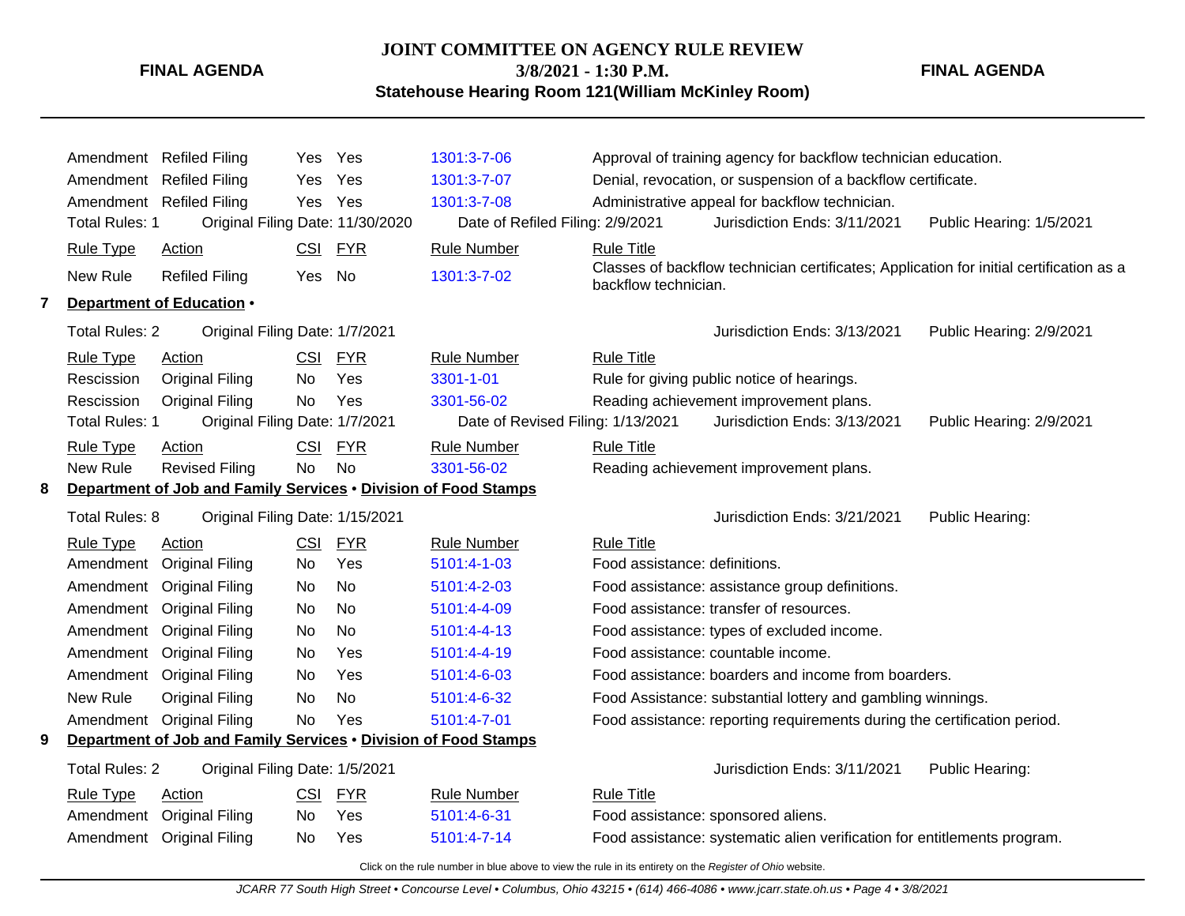| Rule Type | Action | CSI | FYR | Rule Number | Rule Title |
|---|---|---|---|---|---|
| Amendment | Refiled Filing | Yes | Yes | 1301:3-7-06 | Approval of training agency for backflow technician education. |
| Amendment | Refiled Filing | Yes | Yes | 1301:3-7-07 | Denial, revocation, or suspension of a backflow certificate. |
| Amendment | Refiled Filing | Yes | Yes | 1301:3-7-08 | Administrative appeal for backflow technician. |

Total Rules: 1 — Original Filing Date: 11/30/2020 — Date of Refiled Filing: 2/9/2021 — Jurisdiction Ends: 3/11/2021 — Public Hearing: 1/5/2021

| Rule Type | Action | CSI | FYR | Rule Number | Rule Title |
|---|---|---|---|---|---|
| New Rule | Refiled Filing | Yes | No | 1301:3-7-02 | Classes of backflow technician certificates; Application for initial certification as a backflow technician. |

## 7 Department of Education •

Total Rules: 2 — Original Filing Date: 1/7/2021 — Jurisdiction Ends: 3/13/2021 — Public Hearing: 2/9/2021

| Rule Type | Action | CSI | FYR | Rule Number | Rule Title |
|---|---|---|---|---|---|
| Rescission | Original Filing | No | Yes | 3301-1-01 | Rule for giving public notice of hearings. |
| Rescission | Original Filing | No | Yes | 3301-56-02 | Reading achievement improvement plans. |

Total Rules: 1 — Original Filing Date: 1/7/2021 — Date of Revised Filing: 1/13/2021 — Jurisdiction Ends: 3/13/2021 — Public Hearing: 2/9/2021

| Rule Type | Action | CSI | FYR | Rule Number | Rule Title |
|---|---|---|---|---|---|
| New Rule | Revised Filing | No | No | 3301-56-02 | Reading achievement improvement plans. |

## 8 Department of Job and Family Services • Division of Food Stamps

Total Rules: 8 — Original Filing Date: 1/15/2021 — Jurisdiction Ends: 3/21/2021 — Public Hearing:

| Rule Type | Action | CSI | FYR | Rule Number | Rule Title |
|---|---|---|---|---|---|
| Amendment | Original Filing | No | Yes | 5101:4-1-03 | Food assistance: definitions. |
| Amendment | Original Filing | No | No | 5101:4-2-03 | Food assistance: assistance group definitions. |
| Amendment | Original Filing | No | No | 5101:4-4-09 | Food assistance: transfer of resources. |
| Amendment | Original Filing | No | No | 5101:4-4-13 | Food assistance: types of excluded income. |
| Amendment | Original Filing | No | Yes | 5101:4-4-19 | Food assistance: countable income. |
| Amendment | Original Filing | No | Yes | 5101:4-6-03 | Food assistance: boarders and income from boarders. |
| New Rule | Original Filing | No | No | 5101:4-6-32 | Food Assistance: substantial lottery and gambling winnings. |
| Amendment | Original Filing | No | Yes | 5101:4-7-01 | Food assistance: reporting requirements during the certification period. |

## 9 Department of Job and Family Services • Division of Food Stamps

Total Rules: 2 — Original Filing Date: 1/5/2021 — Jurisdiction Ends: 3/11/2021 — Public Hearing:

| Rule Type | Action | CSI | FYR | Rule Number | Rule Title |
|---|---|---|---|---|---|
| Amendment | Original Filing | No | Yes | 5101:4-6-31 | Food assistance: sponsored aliens. |
| Amendment | Original Filing | No | Yes | 5101:4-7-14 | Food assistance: systematic alien verification for entitlements program. |

Click on the rule number in blue above to view the rule in its entirety on the *Register of Ohio* website.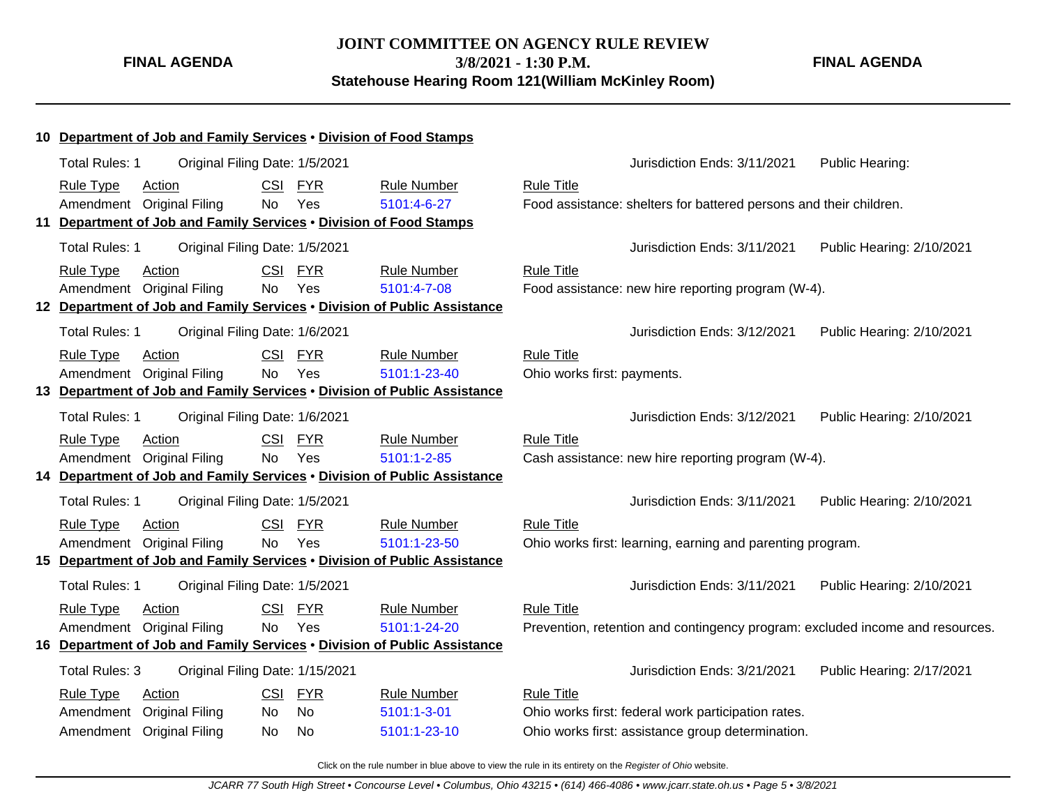**JOINT COMMITTEE ON AGENCY RULE REVIEW**
**3/8/2021 - 1:30 P.M.**
**Statehouse Hearing Room 121(William McKinley Room)**

**FINAL AGENDA**

## 10 Department of Job and Family Services • Division of Food Stamps

Total Rules: 1 | Original Filing Date: 1/5/2021 | Jurisdiction Ends: 3/11/2021 | Public Hearing:

| Rule Type | Action | CSI | FYR | Rule Number | Rule Title |
|---|---|---|---|---|---|
| Amendment | Original Filing | No | Yes | 5101:4-6-27 | Food assistance: shelters for battered persons and their children. |

## 11 Department of Job and Family Services • Division of Food Stamps

Total Rules: 1 | Original Filing Date: 1/5/2021 | Jurisdiction Ends: 3/11/2021 | Public Hearing: 2/10/2021

| Rule Type | Action | CSI | FYR | Rule Number | Rule Title |
|---|---|---|---|---|---|
| Amendment | Original Filing | No | Yes | 5101:4-7-08 | Food assistance: new hire reporting program (W-4). |

## 12 Department of Job and Family Services • Division of Public Assistance

Total Rules: 1 | Original Filing Date: 1/6/2021 | Jurisdiction Ends: 3/12/2021 | Public Hearing: 2/10/2021

| Rule Type | Action | CSI | FYR | Rule Number | Rule Title |
|---|---|---|---|---|---|
| Amendment | Original Filing | No | Yes | 5101:1-23-40 | Ohio works first: payments. |

## 13 Department of Job and Family Services • Division of Public Assistance

Total Rules: 1 | Original Filing Date: 1/6/2021 | Jurisdiction Ends: 3/12/2021 | Public Hearing: 2/10/2021

| Rule Type | Action | CSI | FYR | Rule Number | Rule Title |
|---|---|---|---|---|---|
| Amendment | Original Filing | No | Yes | 5101:1-2-85 | Cash assistance: new hire reporting program (W-4). |

## 14 Department of Job and Family Services • Division of Public Assistance

Total Rules: 1 | Original Filing Date: 1/5/2021 | Jurisdiction Ends: 3/11/2021 | Public Hearing: 2/10/2021

| Rule Type | Action | CSI | FYR | Rule Number | Rule Title |
|---|---|---|---|---|---|
| Amendment | Original Filing | No | Yes | 5101:1-23-50 | Ohio works first: learning, earning and parenting program. |

## 15 Department of Job and Family Services • Division of Public Assistance

Total Rules: 1 | Original Filing Date: 1/5/2021 | Jurisdiction Ends: 3/11/2021 | Public Hearing: 2/10/2021

| Rule Type | Action | CSI | FYR | Rule Number | Rule Title |
|---|---|---|---|---|---|
| Amendment | Original Filing | No | Yes | 5101:1-24-20 | Prevention, retention and contingency program: excluded income and resources. |

## 16 Department of Job and Family Services • Division of Public Assistance

Total Rules: 3 | Original Filing Date: 1/15/2021 | Jurisdiction Ends: 3/21/2021 | Public Hearing: 2/17/2021

| Rule Type | Action | CSI | FYR | Rule Number | Rule Title |
|---|---|---|---|---|---|
| Amendment | Original Filing | No | No | 5101:1-3-01 | Ohio works first: federal work participation rates. |
| Amendment | Original Filing | No | No | 5101:1-23-10 | Ohio works first: assistance group determination. |

Click on the rule number in blue above to view the rule in its entirety on the *Register of Ohio* website.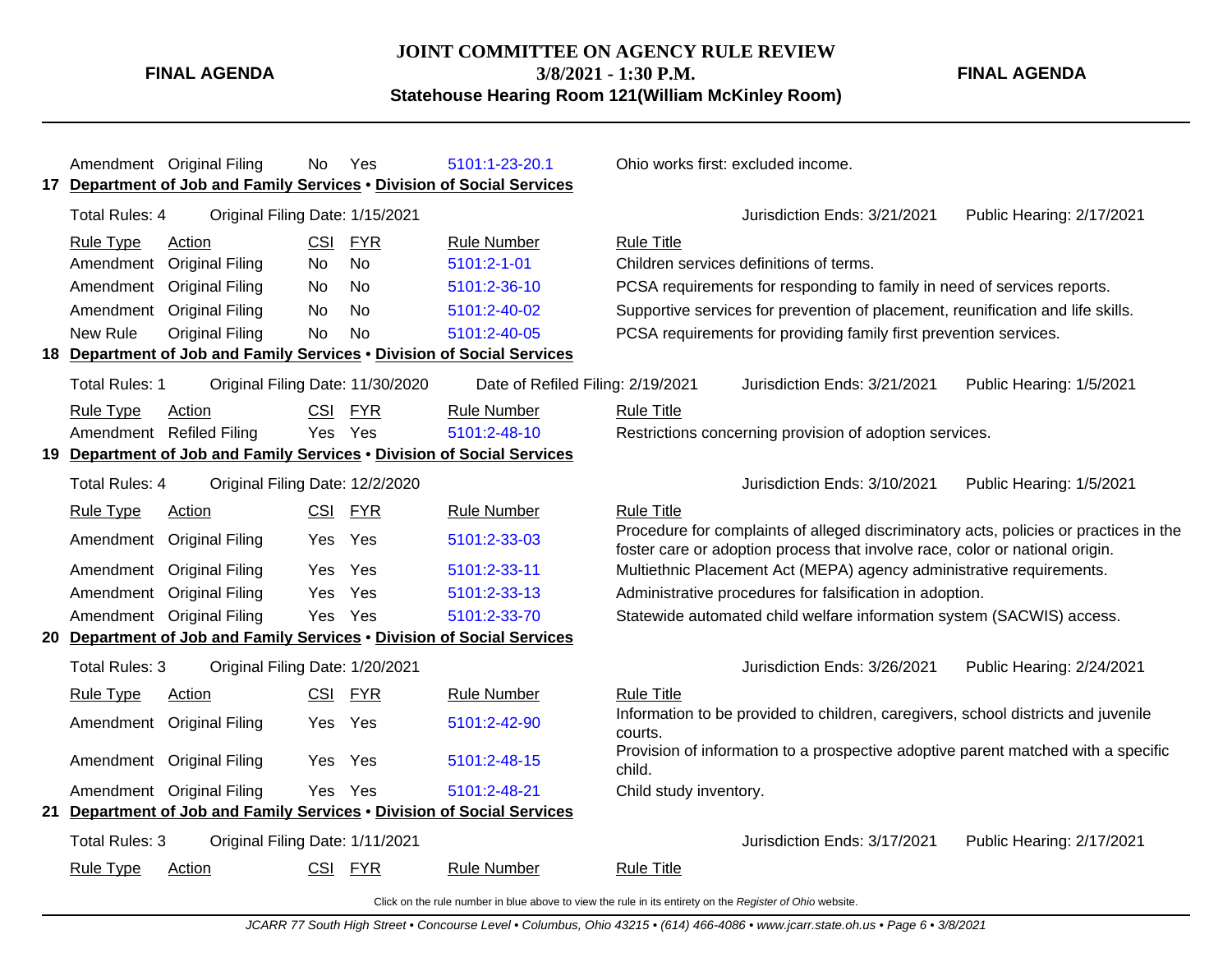| Rule Type | Action | CSI | FYR | Rule Number | Rule Title |
|---|---|---|---|---|---|
| Amendment | Original Filing | No | Yes | 5101:1-23-20.1 | Ohio works first: excluded income. |

**17 Department of Job and Family Services • Division of Social Services**

Total Rules: 4 | Original Filing Date: 1/15/2021 | Jurisdiction Ends: 3/21/2021 | Public Hearing: 2/17/2021

| Rule Type | Action | CSI | FYR | Rule Number | Rule Title |
|---|---|---|---|---|---|
| Amendment | Original Filing | No | No | 5101:2-1-01 | Children services definitions of terms. |
| Amendment | Original Filing | No | No | 5101:2-36-10 | PCSA requirements for responding to family in need of services reports. |
| Amendment | Original Filing | No | No | 5101:2-40-02 | Supportive services for prevention of placement, reunification and life skills. |
| New Rule | Original Filing | No | No | 5101:2-40-05 | PCSA requirements for providing family first prevention services. |

**18 Department of Job and Family Services • Division of Social Services**

Total Rules: 1 | Original Filing Date: 11/30/2020 | Date of Refiled Filing: 2/19/2021 | Jurisdiction Ends: 3/21/2021 | Public Hearing: 1/5/2021

| Rule Type | Action | CSI | FYR | Rule Number | Rule Title |
|---|---|---|---|---|---|
| Amendment | Refiled Filing | Yes | Yes | 5101:2-48-10 | Restrictions concerning provision of adoption services. |

**19 Department of Job and Family Services • Division of Social Services**

Total Rules: 4 | Original Filing Date: 12/2/2020 | Jurisdiction Ends: 3/10/2021 | Public Hearing: 1/5/2021

| Rule Type | Action | CSI | FYR | Rule Number | Rule Title |
|---|---|---|---|---|---|
| Amendment | Original Filing | Yes | Yes | 5101:2-33-03 | Procedure for complaints of alleged discriminatory acts, policies or practices in the foster care or adoption process that involve race, color or national origin. |
| Amendment | Original Filing | Yes | Yes | 5101:2-33-11 | Multiethnic Placement Act (MEPA) agency administrative requirements. |
| Amendment | Original Filing | Yes | Yes | 5101:2-33-13 | Administrative procedures for falsification in adoption. |
| Amendment | Original Filing | Yes | Yes | 5101:2-33-70 | Statewide automated child welfare information system (SACWIS) access. |

**20 Department of Job and Family Services • Division of Social Services**

Total Rules: 3 | Original Filing Date: 1/20/2021 | Jurisdiction Ends: 3/26/2021 | Public Hearing: 2/24/2021

| Rule Type | Action | CSI | FYR | Rule Number | Rule Title |
|---|---|---|---|---|---|
| Amendment | Original Filing | Yes | Yes | 5101:2-42-90 | Information to be provided to children, caregivers, school districts and juvenile courts. |
| Amendment | Original Filing | Yes | Yes | 5101:2-48-15 | Provision of information to a prospective adoptive parent matched with a specific child. |
| Amendment | Original Filing | Yes | Yes | 5101:2-48-21 | Child study inventory. |

**21 Department of Job and Family Services • Division of Social Services**

Total Rules: 3 | Original Filing Date: 1/11/2021 | Jurisdiction Ends: 3/17/2021 | Public Hearing: 2/17/2021

| Rule Type | Action | CSI | FYR | Rule Number | Rule Title |
|---|---|---|---|---|---|

Click on the rule number in blue above to view the rule in its entirety on the *Register of Ohio* website.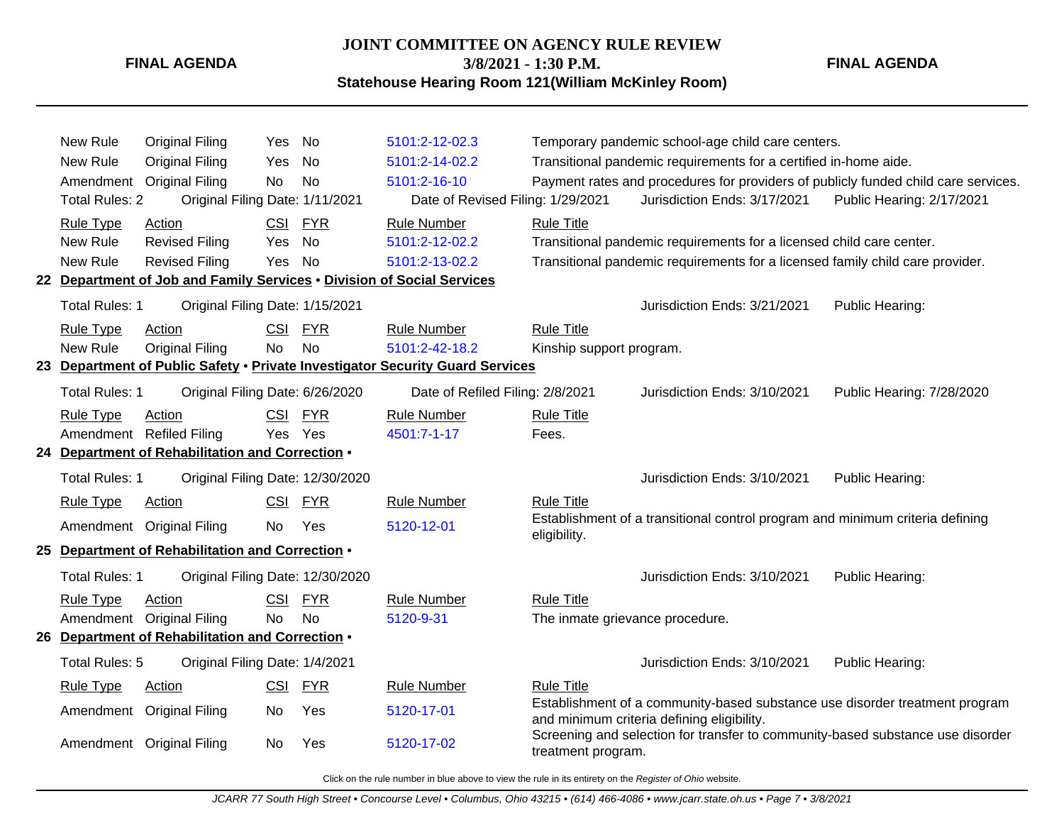| Rule Type | Action | CSI | FYR | Rule Number | Rule Title |
|---|---|---|---|---|---|
| New Rule | Original Filing | Yes | No | 5101:2-12-02.3 | Temporary pandemic school-age child care centers. |
| New Rule | Original Filing | Yes | No | 5101:2-14-02.2 | Transitional pandemic requirements for a certified in-home aide. |
| Amendment | Original Filing | No | No | 5101:2-16-10 | Payment rates and procedures for providers of publicly funded child care services. |

Total Rules: 2 | Original Filing Date: 1/11/2021 | Date of Revised Filing: 1/29/2021 | Jurisdiction Ends: 3/17/2021 | Public Hearing: 2/17/2021

| Rule Type | Action | CSI | FYR | Rule Number | Rule Title |
|---|---|---|---|---|---|
| New Rule | Revised Filing | Yes | No | 5101:2-12-02.2 | Transitional pandemic requirements for a licensed child care center. |
| New Rule | Revised Filing | Yes | No | 5101:2-13-02.2 | Transitional pandemic requirements for a licensed family child care provider. |

**22 Department of Job and Family Services • Division of Social Services**

Total Rules: 1 | Original Filing Date: 1/15/2021 | Jurisdiction Ends: 3/21/2021 | Public Hearing:

| Rule Type | Action | CSI | FYR | Rule Number | Rule Title |
|---|---|---|---|---|---|
| New Rule | Original Filing | No | No | 5101:2-42-18.2 | Kinship support program. |

**23 Department of Public Safety • Private Investigator Security Guard Services**

Total Rules: 1 | Original Filing Date: 6/26/2020 | Date of Refiled Filing: 2/8/2021 | Jurisdiction Ends: 3/10/2021 | Public Hearing: 7/28/2020

| Rule Type | Action | CSI | FYR | Rule Number | Rule Title |
|---|---|---|---|---|---|
| Amendment | Refiled Filing | Yes | Yes | 4501:7-1-17 | Fees. |

**24 Department of Rehabilitation and Correction •**

Total Rules: 1 | Original Filing Date: 12/30/2020 | Jurisdiction Ends: 3/10/2021 | Public Hearing:

| Rule Type | Action | CSI | FYR | Rule Number | Rule Title |
|---|---|---|---|---|---|
| Amendment | Original Filing | No | Yes | 5120-12-01 | Establishment of a transitional control program and minimum criteria defining eligibility. |

**25 Department of Rehabilitation and Correction •**

Total Rules: 1 | Original Filing Date: 12/30/2020 | Jurisdiction Ends: 3/10/2021 | Public Hearing:

| Rule Type | Action | CSI | FYR | Rule Number | Rule Title |
|---|---|---|---|---|---|
| Amendment | Original Filing | No | No | 5120-9-31 | The inmate grievance procedure. |

**26 Department of Rehabilitation and Correction •**

Total Rules: 5 | Original Filing Date: 1/4/2021 | Jurisdiction Ends: 3/10/2021 | Public Hearing:

| Rule Type | Action | CSI | FYR | Rule Number | Rule Title |
|---|---|---|---|---|---|
| Amendment | Original Filing | No | Yes | 5120-17-01 | Establishment of a community-based substance use disorder treatment program and minimum criteria defining eligibility. |
| Amendment | Original Filing | No | Yes | 5120-17-02 | Screening and selection for transfer to community-based substance use disorder treatment program. |

Click on the rule number in blue above to view the rule in its entirety on the *Register of Ohio* website.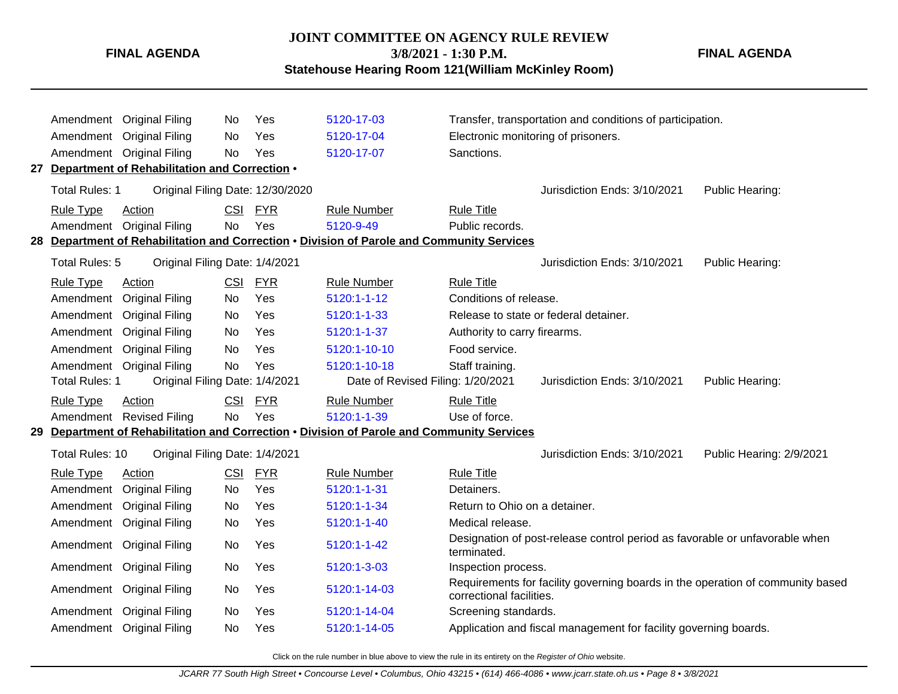| Rule Type | Action | CSI | FYR | Rule Number | Rule Title |
|---|---|---|---|---|---|
| Amendment | Original Filing | No | Yes | 5120-17-03 | Transfer, transportation and conditions of participation. |
| Amendment | Original Filing | No | Yes | 5120-17-04 | Electronic monitoring of prisoners. |
| Amendment | Original Filing | No | Yes | 5120-17-07 | Sanctions. |

**27 Department of Rehabilitation and Correction •**

Total Rules: 1 | Original Filing Date: 12/30/2020 | Jurisdiction Ends: 3/10/2021 | Public Hearing:

| Rule Type | Action | CSI | FYR | Rule Number | Rule Title |
|---|---|---|---|---|---|
| Amendment | Original Filing | No | Yes | 5120-9-49 | Public records. |

**28 Department of Rehabilitation and Correction • Division of Parole and Community Services**

Total Rules: 5 | Original Filing Date: 1/4/2021 | Jurisdiction Ends: 3/10/2021 | Public Hearing:

| Rule Type | Action | CSI | FYR | Rule Number | Rule Title |
|---|---|---|---|---|---|
| Amendment | Original Filing | No | Yes | 5120:1-1-12 | Conditions of release. |
| Amendment | Original Filing | No | Yes | 5120:1-1-33 | Release to state or federal detainer. |
| Amendment | Original Filing | No | Yes | 5120:1-1-37 | Authority to carry firearms. |
| Amendment | Original Filing | No | Yes | 5120:1-10-10 | Food service. |
| Amendment | Original Filing | No | Yes | 5120:1-10-18 | Staff training. |

Total Rules: 1 | Original Filing Date: 1/4/2021 | Date of Revised Filing: 1/20/2021 | Jurisdiction Ends: 3/10/2021 | Public Hearing:

| Rule Type | Action | CSI | FYR | Rule Number | Rule Title |
|---|---|---|---|---|---|
| Amendment | Revised Filing | No | Yes | 5120:1-1-39 | Use of force. |

**29 Department of Rehabilitation and Correction • Division of Parole and Community Services**

Total Rules: 10 | Original Filing Date: 1/4/2021 | Jurisdiction Ends: 3/10/2021 | Public Hearing: 2/9/2021

| Rule Type | Action | CSI | FYR | Rule Number | Rule Title |
|---|---|---|---|---|---|
| Amendment | Original Filing | No | Yes | 5120:1-1-31 | Detainers. |
| Amendment | Original Filing | No | Yes | 5120:1-1-34 | Return to Ohio on a detainer. |
| Amendment | Original Filing | No | Yes | 5120:1-1-40 | Medical release. |
| Amendment | Original Filing | No | Yes | 5120:1-1-42 | Designation of post-release control period as favorable or unfavorable when terminated. |
| Amendment | Original Filing | No | Yes | 5120:1-3-03 | Inspection process. |
| Amendment | Original Filing | No | Yes | 5120:1-14-03 | Requirements for facility governing boards in the operation of community based correctional facilities. |
| Amendment | Original Filing | No | Yes | 5120:1-14-04 | Screening standards. |
| Amendment | Original Filing | No | Yes | 5120:1-14-05 | Application and fiscal management for facility governing boards. |

Click on the rule number in blue above to view the rule in its entirety on the *Register of Ohio* website.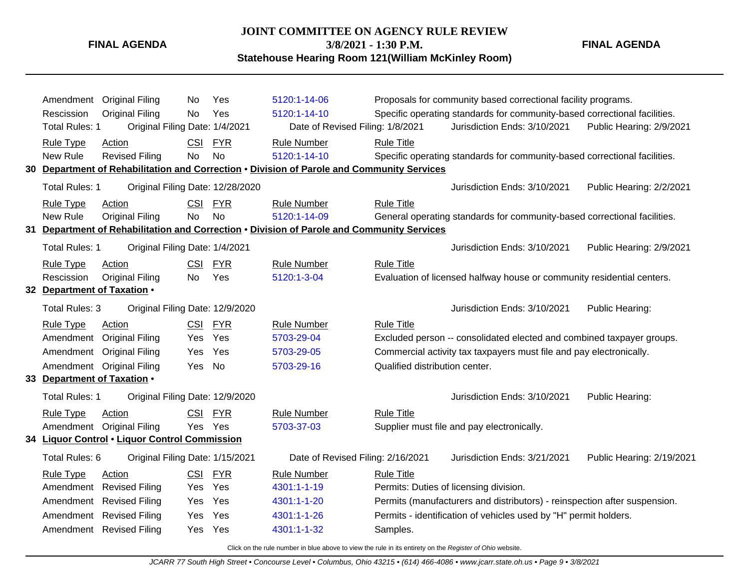| Rule Type | Action | CSI | FYR | Rule Number | Rule Title |
|---|---|---|---|---|---|
| Amendment | Original Filing | No | Yes | 5120:1-14-06 | Proposals for community based correctional facility programs. |
| Rescission | Original Filing | No | Yes | 5120:1-14-10 | Specific operating standards for community-based correctional facilities. |

Total Rules: 1 | Original Filing Date: 1/4/2021 | Date of Revised Filing: 1/8/2021 | Jurisdiction Ends: 3/10/2021 | Public Hearing: 2/9/2021

| Rule Type | Action | CSI | FYR | Rule Number | Rule Title |
|---|---|---|---|---|---|
| New Rule | Revised Filing | No | No | 5120:1-14-10 | Specific operating standards for community-based correctional facilities. |

## 30 Department of Rehabilitation and Correction • Division of Parole and Community Services

Total Rules: 1 | Original Filing Date: 12/28/2020 | Jurisdiction Ends: 3/10/2021 | Public Hearing: 2/2/2021

| Rule Type | Action | CSI | FYR | Rule Number | Rule Title |
|---|---|---|---|---|---|
| New Rule | Original Filing | No | No | 5120:1-14-09 | General operating standards for community-based correctional facilities. |

## 31 Department of Rehabilitation and Correction • Division of Parole and Community Services

Total Rules: 1 | Original Filing Date: 1/4/2021 | Jurisdiction Ends: 3/10/2021 | Public Hearing: 2/9/2021

| Rule Type | Action | CSI | FYR | Rule Number | Rule Title |
|---|---|---|---|---|---|
| Rescission | Original Filing | No | Yes | 5120:1-3-04 | Evaluation of licensed halfway house or community residential centers. |

## 32 Department of Taxation •

Total Rules: 3 | Original Filing Date: 12/9/2020 | Jurisdiction Ends: 3/10/2021 | Public Hearing:

| Rule Type | Action | CSI | FYR | Rule Number | Rule Title |
|---|---|---|---|---|---|
| Amendment | Original Filing | Yes | Yes | 5703-29-04 | Excluded person -- consolidated elected and combined taxpayer groups. |
| Amendment | Original Filing | Yes | Yes | 5703-29-05 | Commercial activity tax taxpayers must file and pay electronically. |
| Amendment | Original Filing | Yes | No | 5703-29-16 | Qualified distribution center. |

## 33 Department of Taxation •

Total Rules: 1 | Original Filing Date: 12/9/2020 | Jurisdiction Ends: 3/10/2021 | Public Hearing:

| Rule Type | Action | CSI | FYR | Rule Number | Rule Title |
|---|---|---|---|---|---|
| Amendment | Original Filing | Yes | Yes | 5703-37-03 | Supplier must file and pay electronically. |

## 34 Liquor Control • Liquor Control Commission

Total Rules: 6 | Original Filing Date: 1/15/2021 | Date of Revised Filing: 2/16/2021 | Jurisdiction Ends: 3/21/2021 | Public Hearing: 2/19/2021

| Rule Type | Action | CSI | FYR | Rule Number | Rule Title |
|---|---|---|---|---|---|
| Amendment | Revised Filing | Yes | Yes | 4301:1-1-19 | Permits: Duties of licensing division. |
| Amendment | Revised Filing | Yes | Yes | 4301:1-1-20 | Permits (manufacturers and distributors) - reinspection after suspension. |
| Amendment | Revised Filing | Yes | Yes | 4301:1-1-26 | Permits - identification of vehicles used by "H" permit holders. |
| Amendment | Revised Filing | Yes | Yes | 4301:1-1-32 | Samples. |

Click on the rule number in blue above to view the rule in its entirety on the *Register of Ohio* website.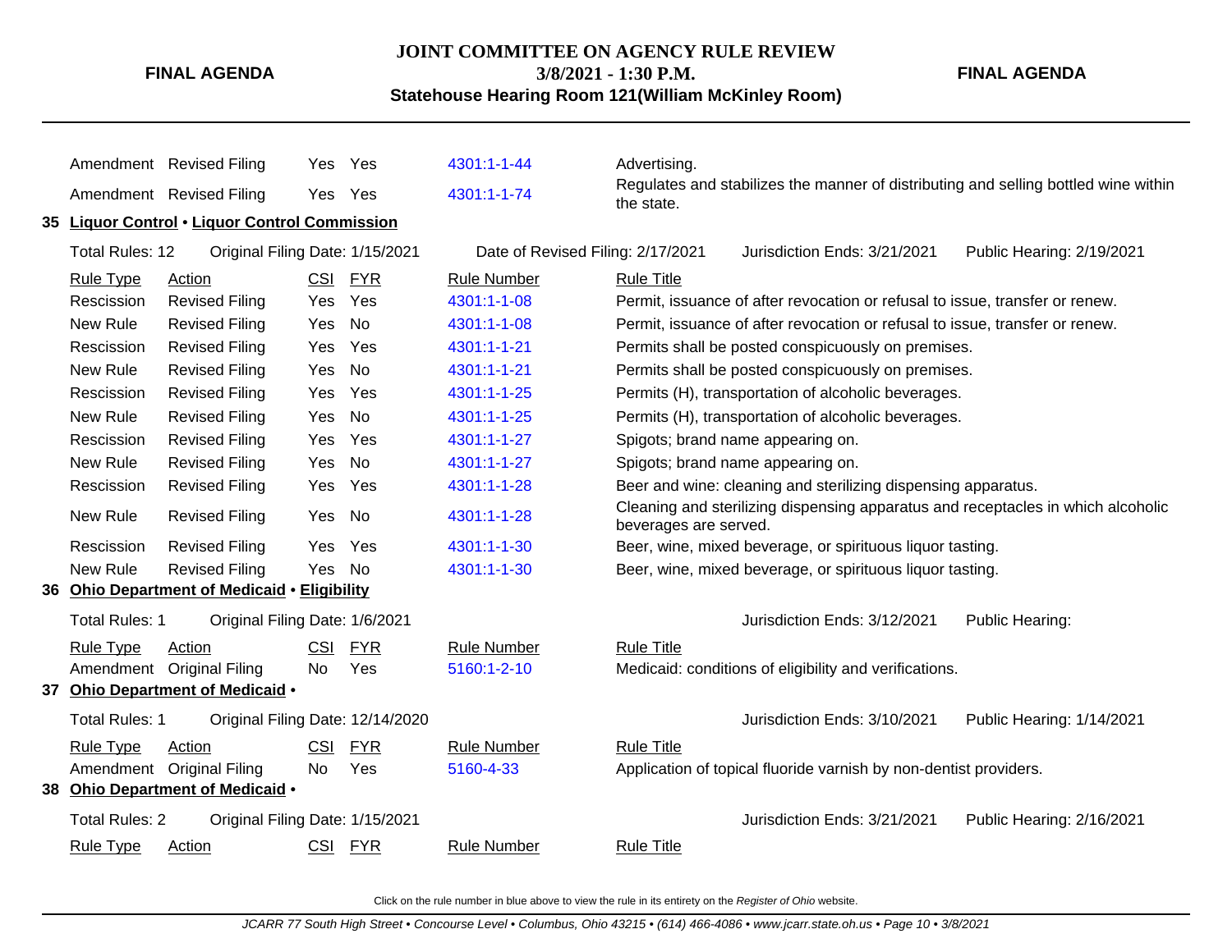| Rule Type | Action | CSI | FYR | Rule Number | Rule Title |
|---|---|---|---|---|---|
| Amendment | Revised Filing | Yes | Yes | 4301:1-1-44 | Advertising. |
| Amendment | Revised Filing | Yes | Yes | 4301:1-1-74 | Regulates and stabilizes the manner of distributing and selling bottled wine within the state. |

**35 Liquor Control • Liquor Control Commission**

Total Rules: 12 | Original Filing Date: 1/15/2021 | Date of Revised Filing: 2/17/2021 | Jurisdiction Ends: 3/21/2021 | Public Hearing: 2/19/2021

| Rule Type | Action | CSI | FYR | Rule Number | Rule Title |
|---|---|---|---|---|---|
| Rescission | Revised Filing | Yes | Yes | 4301:1-1-08 | Permit, issuance of after revocation or refusal to issue, transfer or renew. |
| New Rule | Revised Filing | Yes | No | 4301:1-1-08 | Permit, issuance of after revocation or refusal to issue, transfer or renew. |
| Rescission | Revised Filing | Yes | Yes | 4301:1-1-21 | Permits shall be posted conspicuously on premises. |
| New Rule | Revised Filing | Yes | No | 4301:1-1-21 | Permits shall be posted conspicuously on premises. |
| Rescission | Revised Filing | Yes | Yes | 4301:1-1-25 | Permits (H), transportation of alcoholic beverages. |
| New Rule | Revised Filing | Yes | No | 4301:1-1-25 | Permits (H), transportation of alcoholic beverages. |
| Rescission | Revised Filing | Yes | Yes | 4301:1-1-27 | Spigots; brand name appearing on. |
| New Rule | Revised Filing | Yes | No | 4301:1-1-27 | Spigots; brand name appearing on. |
| Rescission | Revised Filing | Yes | Yes | 4301:1-1-28 | Beer and wine: cleaning and sterilizing dispensing apparatus. |
| New Rule | Revised Filing | Yes | No | 4301:1-1-28 | Cleaning and sterilizing dispensing apparatus and receptacles in which alcoholic beverages are served. |
| Rescission | Revised Filing | Yes | Yes | 4301:1-1-30 | Beer, wine, mixed beverage, or spirituous liquor tasting. |
| New Rule | Revised Filing | Yes | No | 4301:1-1-30 | Beer, wine, mixed beverage, or spirituous liquor tasting. |

**36 Ohio Department of Medicaid • Eligibility**

Total Rules: 1 | Original Filing Date: 1/6/2021 | Jurisdiction Ends: 3/12/2021 | Public Hearing:

| Rule Type | Action | CSI | FYR | Rule Number | Rule Title |
|---|---|---|---|---|---|
| Amendment | Original Filing | No | Yes | 5160:1-2-10 | Medicaid: conditions of eligibility and verifications. |

**37 Ohio Department of Medicaid •**

Total Rules: 1 | Original Filing Date: 12/14/2020 | Jurisdiction Ends: 3/10/2021 | Public Hearing: 1/14/2021

| Rule Type | Action | CSI | FYR | Rule Number | Rule Title |
|---|---|---|---|---|---|
| Amendment | Original Filing | No | Yes | 5160-4-33 | Application of topical fluoride varnish by non-dentist providers. |

**38 Ohio Department of Medicaid •**

Total Rules: 2 | Original Filing Date: 1/15/2021 | Jurisdiction Ends: 3/21/2021 | Public Hearing: 2/16/2021

| Rule Type | Action | CSI | FYR | Rule Number | Rule Title |
|---|---|---|---|---|---|

Click on the rule number in blue above to view the rule in its entirety on the *Register of Ohio* website.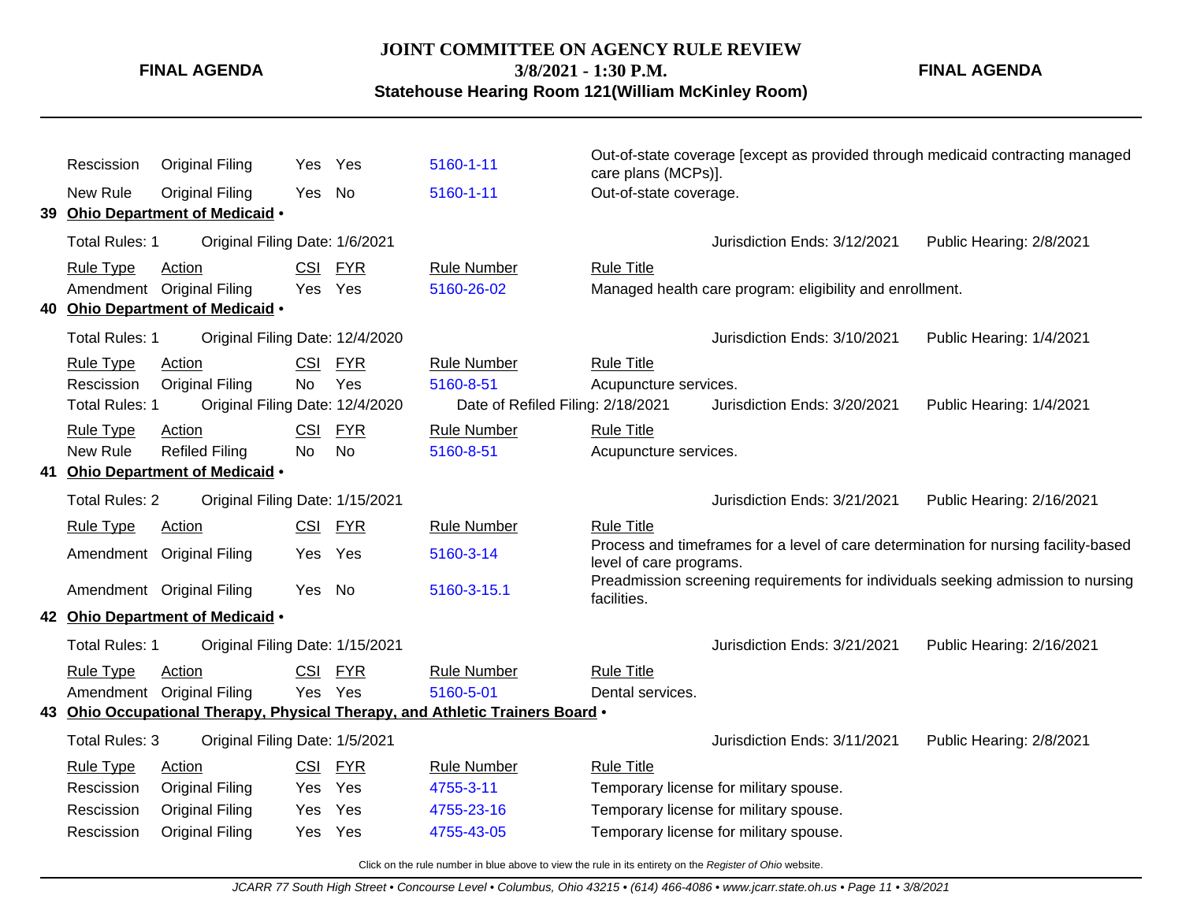| Rule Type | Action | CSI | FYR | Rule Number | Rule Title |
|---|---|---|---|---|---|
| Rescission | Original Filing | Yes | Yes | 5160-1-11 | Out-of-state coverage [except as provided through medicaid contracting managed care plans (MCPs)]. |
| New Rule | Original Filing | Yes | No | 5160-1-11 | Out-of-state coverage. |

**39 Ohio Department of Medicaid •**

Total Rules: 1 — Original Filing Date: 1/6/2021 — Jurisdiction Ends: 3/12/2021 — Public Hearing: 2/8/2021

| Rule Type | Action | CSI | FYR | Rule Number | Rule Title |
|---|---|---|---|---|---|
| Amendment | Original Filing | Yes | Yes | 5160-26-02 | Managed health care program: eligibility and enrollment. |

**40 Ohio Department of Medicaid •**

Total Rules: 1 — Original Filing Date: 12/4/2020 — Jurisdiction Ends: 3/10/2021 — Public Hearing: 1/4/2021

| Rule Type | Action | CSI | FYR | Rule Number | Rule Title |
|---|---|---|---|---|---|
| Rescission | Original Filing | No | Yes | 5160-8-51 | Acupuncture services. |

Total Rules: 1 — Original Filing Date: 12/4/2020 — Date of Refiled Filing: 2/18/2021 — Jurisdiction Ends: 3/20/2021 — Public Hearing: 1/4/2021

| Rule Type | Action | CSI | FYR | Rule Number | Rule Title |
|---|---|---|---|---|---|
| New Rule | Refiled Filing | No | No | 5160-8-51 | Acupuncture services. |

**41 Ohio Department of Medicaid •**

Total Rules: 2 — Original Filing Date: 1/15/2021 — Jurisdiction Ends: 3/21/2021 — Public Hearing: 2/16/2021

| Rule Type | Action | CSI | FYR | Rule Number | Rule Title |
|---|---|---|---|---|---|
| Amendment | Original Filing | Yes | Yes | 5160-3-14 | Process and timeframes for a level of care determination for nursing facility-based level of care programs. |
| Amendment | Original Filing | Yes | No | 5160-3-15.1 | Preadmission screening requirements for individuals seeking admission to nursing facilities. |

**42 Ohio Department of Medicaid •**

Total Rules: 1 — Original Filing Date: 1/15/2021 — Jurisdiction Ends: 3/21/2021 — Public Hearing: 2/16/2021

| Rule Type | Action | CSI | FYR | Rule Number | Rule Title |
|---|---|---|---|---|---|
| Amendment | Original Filing | Yes | Yes | 5160-5-01 | Dental services. |

**43 Ohio Occupational Therapy, Physical Therapy, and Athletic Trainers Board •**

Total Rules: 3 — Original Filing Date: 1/5/2021 — Jurisdiction Ends: 3/11/2021 — Public Hearing: 2/8/2021

| Rule Type | Action | CSI | FYR | Rule Number | Rule Title |
|---|---|---|---|---|---|
| Rescission | Original Filing | Yes | Yes | 4755-3-11 | Temporary license for military spouse. |
| Rescission | Original Filing | Yes | Yes | 4755-23-16 | Temporary license for military spouse. |
| Rescission | Original Filing | Yes | Yes | 4755-43-05 | Temporary license for military spouse. |

Click on the rule number in blue above to view the rule in its entirety on the *Register of Ohio* website.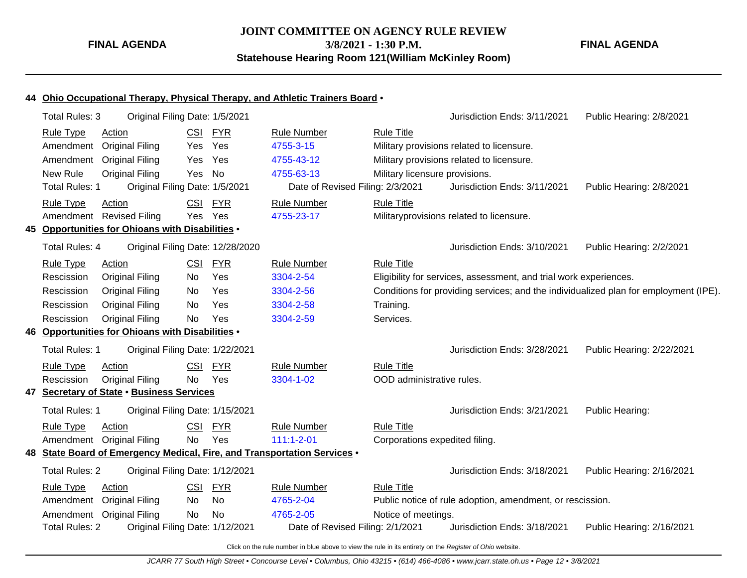**FINAL AGENDA**

**JOINT COMMITTEE ON AGENCY RULE REVIEW**
**3/8/2021 - 1:30 P.M.**
**Statehouse Hearing Room 121(William McKinley Room)**

**FINAL AGENDA**

## 44 Ohio Occupational Therapy, Physical Therapy, and Athletic Trainers Board •

Total Rules: 3 | Original Filing Date: 1/5/2021 | Jurisdiction Ends: 3/11/2021 | Public Hearing: 2/8/2021

| Rule Type | Action | CSI | FYR | Rule Number | Rule Title |
|---|---|---|---|---|---|
| Amendment | Original Filing | Yes | Yes | 4755-3-15 | Military provisions related to licensure. |
| Amendment | Original Filing | Yes | Yes | 4755-43-12 | Military provisions related to licensure. |
| New Rule | Original Filing | Yes | No | 4755-63-13 | Military licensure provisions. |

Total Rules: 1 | Original Filing Date: 1/5/2021 | Date of Revised Filing: 2/3/2021 | Jurisdiction Ends: 3/11/2021 | Public Hearing: 2/8/2021

| Rule Type | Action | CSI | FYR | Rule Number | Rule Title |
|---|---|---|---|---|---|
| Amendment | Revised Filing | Yes | Yes | 4755-23-17 | Militaryprovisions related to licensure. |

## 45 Opportunities for Ohioans with Disabilities •

Total Rules: 4 | Original Filing Date: 12/28/2020 | Jurisdiction Ends: 3/10/2021 | Public Hearing: 2/2/2021

| Rule Type | Action | CSI | FYR | Rule Number | Rule Title |
|---|---|---|---|---|---|
| Rescission | Original Filing | No | Yes | 3304-2-54 | Eligibility for services, assessment, and trial work experiences. |
| Rescission | Original Filing | No | Yes | 3304-2-56 | Conditions for providing services; and the individualized plan for employment (IPE). |
| Rescission | Original Filing | No | Yes | 3304-2-58 | Training. |
| Rescission | Original Filing | No | Yes | 3304-2-59 | Services. |

## 46 Opportunities for Ohioans with Disabilities •

Total Rules: 1 | Original Filing Date: 1/22/2021 | Jurisdiction Ends: 3/28/2021 | Public Hearing: 2/22/2021

| Rule Type | Action | CSI | FYR | Rule Number | Rule Title |
|---|---|---|---|---|---|
| Rescission | Original Filing | No | Yes | 3304-1-02 | OOD administrative rules. |

## 47 Secretary of State • Business Services

Total Rules: 1 | Original Filing Date: 1/15/2021 | Jurisdiction Ends: 3/21/2021 | Public Hearing:

| Rule Type | Action | CSI | FYR | Rule Number | Rule Title |
|---|---|---|---|---|---|
| Amendment | Original Filing | No | Yes | 111:1-2-01 | Corporations expedited filing. |

## 48 State Board of Emergency Medical, Fire, and Transportation Services •

Total Rules: 2 | Original Filing Date: 1/12/2021 | Jurisdiction Ends: 3/18/2021 | Public Hearing: 2/16/2021

| Rule Type | Action | CSI | FYR | Rule Number | Rule Title |
|---|---|---|---|---|---|
| Amendment | Original Filing | No | No | 4765-2-04 | Public notice of rule adoption, amendment, or rescission. |
| Amendment | Original Filing | No | No | 4765-2-05 | Notice of meetings. |

Total Rules: 2 | Original Filing Date: 1/12/2021 | Date of Revised Filing: 2/1/2021 | Jurisdiction Ends: 3/18/2021 | Public Hearing: 2/16/2021

Click on the rule number in blue above to view the rule in its entirety on the *Register of Ohio* website.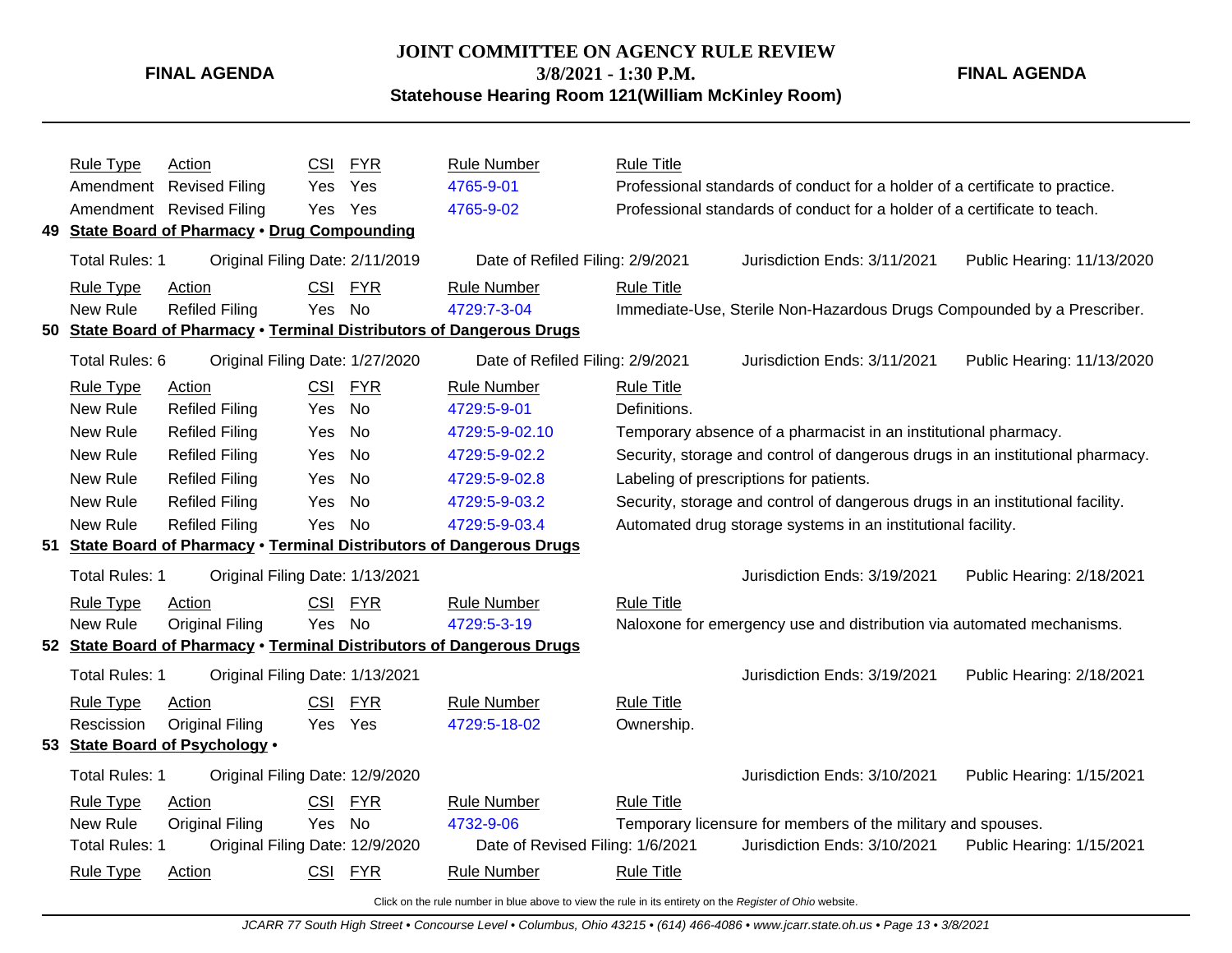| Rule Type | Action | CSI | FYR | Rule Number | Rule Title |
|---|---|---|---|---|---|
| Amendment | Revised Filing | Yes | Yes | 4765-9-01 | Professional standards of conduct for a holder of a certificate to practice. |
| Amendment | Revised Filing | Yes | Yes | 4765-9-02 | Professional standards of conduct for a holder of a certificate to teach. |

## 49 State Board of Pharmacy • Drug Compounding

Total Rules: 1 | Original Filing Date: 2/11/2019 | Date of Refiled Filing: 2/9/2021 | Jurisdiction Ends: 3/11/2021 | Public Hearing: 11/13/2020

| Rule Type | Action | CSI | FYR | Rule Number | Rule Title |
|---|---|---|---|---|---|
| New Rule | Refiled Filing | Yes | No | 4729:7-3-04 | Immediate-Use, Sterile Non-Hazardous Drugs Compounded by a Prescriber. |

## 50 State Board of Pharmacy • Terminal Distributors of Dangerous Drugs

Total Rules: 6 | Original Filing Date: 1/27/2020 | Date of Refiled Filing: 2/9/2021 | Jurisdiction Ends: 3/11/2021 | Public Hearing: 11/13/2020

| Rule Type | Action | CSI | FYR | Rule Number | Rule Title |
|---|---|---|---|---|---|
| New Rule | Refiled Filing | Yes | No | 4729:5-9-01 | Definitions. |
| New Rule | Refiled Filing | Yes | No | 4729:5-9-02.10 | Temporary absence of a pharmacist in an institutional pharmacy. |
| New Rule | Refiled Filing | Yes | No | 4729:5-9-02.2 | Security, storage and control of dangerous drugs in an institutional pharmacy. |
| New Rule | Refiled Filing | Yes | No | 4729:5-9-02.8 | Labeling of prescriptions for patients. |
| New Rule | Refiled Filing | Yes | No | 4729:5-9-03.2 | Security, storage and control of dangerous drugs in an institutional facility. |
| New Rule | Refiled Filing | Yes | No | 4729:5-9-03.4 | Automated drug storage systems in an institutional facility. |

## 51 State Board of Pharmacy • Terminal Distributors of Dangerous Drugs

Total Rules: 1 | Original Filing Date: 1/13/2021 | Jurisdiction Ends: 3/19/2021 | Public Hearing: 2/18/2021

| Rule Type | Action | CSI | FYR | Rule Number | Rule Title |
|---|---|---|---|---|---|
| New Rule | Original Filing | Yes | No | 4729:5-3-19 | Naloxone for emergency use and distribution via automated mechanisms. |

## 52 State Board of Pharmacy • Terminal Distributors of Dangerous Drugs

Total Rules: 1 | Original Filing Date: 1/13/2021 | Jurisdiction Ends: 3/19/2021 | Public Hearing: 2/18/2021

| Rule Type | Action | CSI | FYR | Rule Number | Rule Title |
|---|---|---|---|---|---|
| Rescission | Original Filing | Yes | Yes | 4729:5-18-02 | Ownership. |

## 53 State Board of Psychology •

Total Rules: 1 | Original Filing Date: 12/9/2020 | Jurisdiction Ends: 3/10/2021 | Public Hearing: 1/15/2021

| Rule Type | Action | CSI | FYR | Rule Number | Rule Title |
|---|---|---|---|---|---|
| New Rule | Original Filing | Yes | No | 4732-9-06 | Temporary licensure for members of the military and spouses. |

Total Rules: 1 | Original Filing Date: 12/9/2020 | Date of Revised Filing: 1/6/2021 | Jurisdiction Ends: 3/10/2021 | Public Hearing: 1/15/2021

| Rule Type | Action | CSI | FYR | Rule Number | Rule Title |
|---|---|---|---|---|---|

Click on the rule number in blue above to view the rule in its entirety on the *Register of Ohio* website.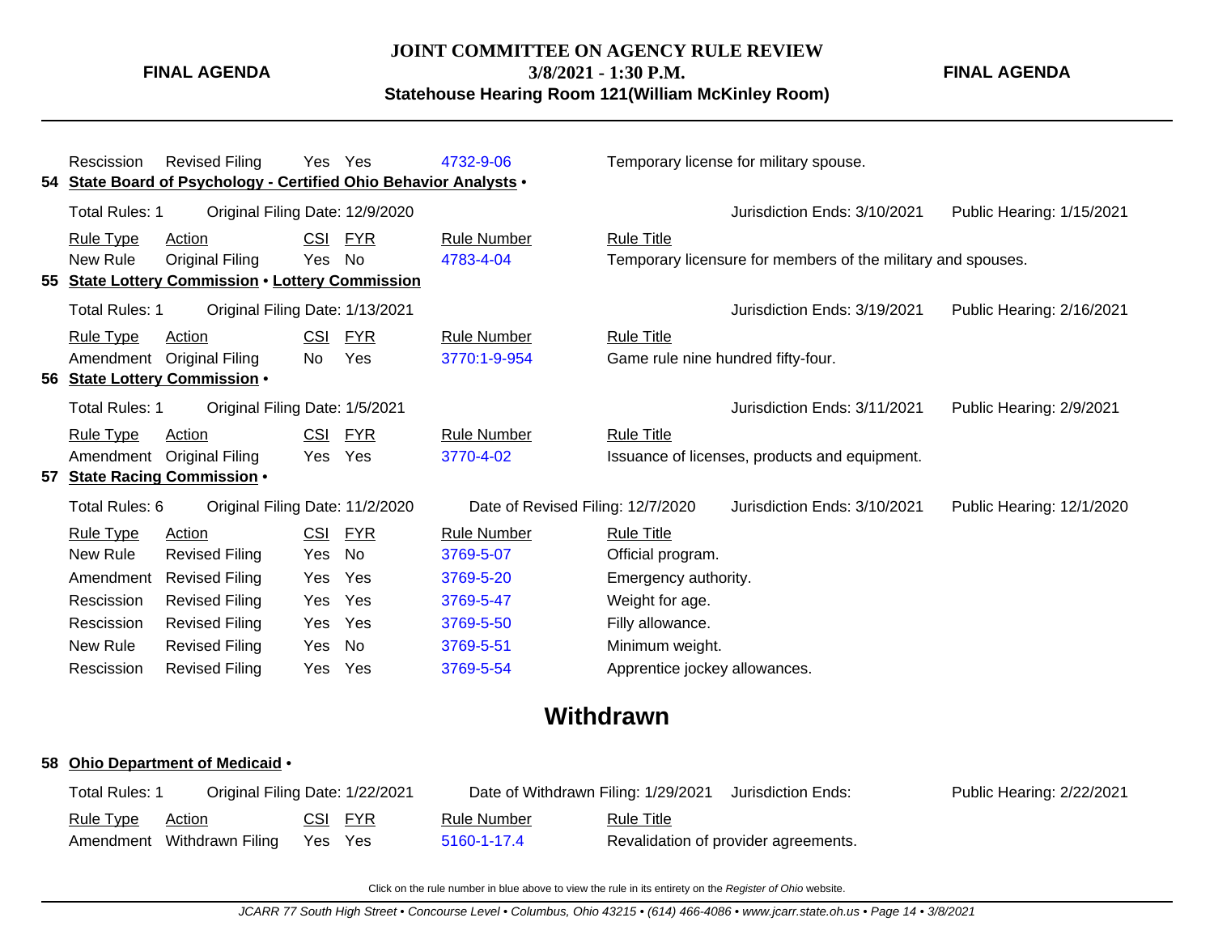| Rule Type | Action | CSI | FYR | Rule Number | Rule Title |
|---|---|---|---|---|---|
| Rescission | Revised Filing | Yes | Yes | 4732-9-06 | Temporary license for military spouse. |

**54 State Board of Psychology - Certified Ohio Behavior Analysts •**

Total Rules: 1 | Original Filing Date: 12/9/2020 | Jurisdiction Ends: 3/10/2021 | Public Hearing: 1/15/2021

| Rule Type | Action | CSI | FYR | Rule Number | Rule Title |
|---|---|---|---|---|---|
| New Rule | Original Filing | Yes | No | 4783-4-04 | Temporary licensure for members of the military and spouses. |

**55 State Lottery Commission • Lottery Commission**

Total Rules: 1 | Original Filing Date: 1/13/2021 | Jurisdiction Ends: 3/19/2021 | Public Hearing: 2/16/2021

| Rule Type | Action | CSI | FYR | Rule Number | Rule Title |
|---|---|---|---|---|---|
| Amendment | Original Filing | No | Yes | 3770:1-9-954 | Game rule nine hundred fifty-four. |

**56 State Lottery Commission •**

Total Rules: 1 | Original Filing Date: 1/5/2021 | Jurisdiction Ends: 3/11/2021 | Public Hearing: 2/9/2021

| Rule Type | Action | CSI | FYR | Rule Number | Rule Title |
|---|---|---|---|---|---|
| Amendment | Original Filing | Yes | Yes | 3770-4-02 | Issuance of licenses, products and equipment. |

**57 State Racing Commission •**

Total Rules: 6 | Original Filing Date: 11/2/2020 | Date of Revised Filing: 12/7/2020 | Jurisdiction Ends: 3/10/2021 | Public Hearing: 12/1/2020

| Rule Type | Action | CSI | FYR | Rule Number | Rule Title |
|---|---|---|---|---|---|
| New Rule | Revised Filing | Yes | No | 3769-5-07 | Official program. |
| Amendment | Revised Filing | Yes | Yes | 3769-5-20 | Emergency authority. |
| Rescission | Revised Filing | Yes | Yes | 3769-5-47 | Weight for age. |
| Rescission | Revised Filing | Yes | Yes | 3769-5-50 | Filly allowance. |
| New Rule | Revised Filing | Yes | No | 3769-5-51 | Minimum weight. |
| Rescission | Revised Filing | Yes | Yes | 3769-5-54 | Apprentice jockey allowances. |

## Withdrawn

**58 Ohio Department of Medicaid •**

Total Rules: 1 | Original Filing Date: 1/22/2021 | Date of Withdrawn Filing: 1/29/2021 | Jurisdiction Ends: | Public Hearing: 2/22/2021

| Rule Type | Action | CSI | FYR | Rule Number | Rule Title |
|---|---|---|---|---|---|
| Amendment | Withdrawn Filing | Yes | Yes | 5160-1-17.4 | Revalidation of provider agreements. |

Click on the rule number in blue above to view the rule in its entirety on the *Register of Ohio* website.